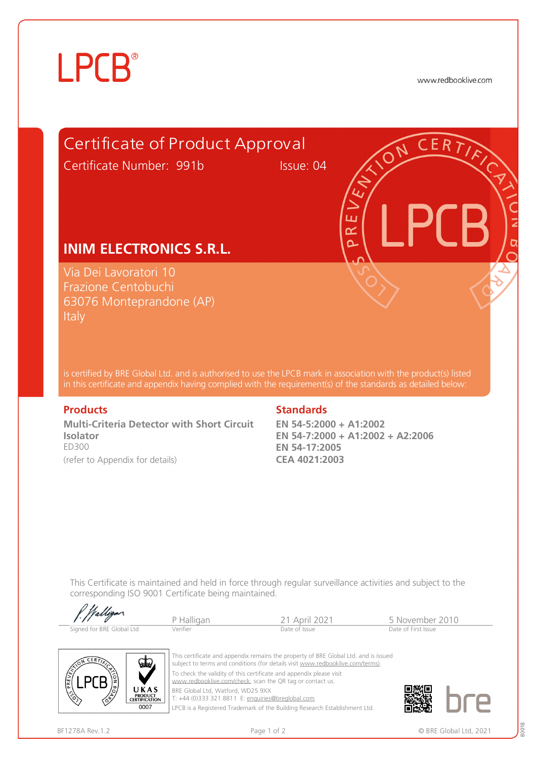LPCB®

www.redbooklive.com

# Certificate of Product Approval

Certificate Number: 991b Issue: 04

## INIM ELECTRONICS S.R.L.

Via Dei Lavoratori 10
Frazione Centobuchi
63076 Monteprandone (AP)
Italy

is certified by BRE Global Ltd. and is authorised to use the LPCB mark in association with the product(s) listed in this certificate and appendix having complied with the requirement(s) of the standards as detailed below:

### Products

**Multi-Criteria Detector with Short Circuit Isolator**
ED300
(refer to Appendix for details)

### Standards

**EN 54-5:2000 + A1:2002**
**EN 54-7:2000 + A1:2002 + A2:2006**
**EN 54-17:2005**
**CEA 4021:2003**

This Certificate is maintained and held in force through regular surveillance activities and subject to the corresponding ISO 9001 Certificate being maintained.

| Signed for BRE Global Ltd | Verifier | Date of Issue | Date of First Issue |
|---|---|---|---|
| P Halligan (signature) | P Halligan | 21 April 2021 | 5 November 2010 |

UKAS PRODUCT CERTIFICATION 0007

This certificate and appendix remains the property of BRE Global Ltd. and is issued subject to terms and conditions (for details visit www.redbooklive.com/terms).

To check the validity of this certificate and appendix please visit www.redbooklive.com/check, scan the QR tag or contact us.

BRE Global Ltd, Watford, WD25 9XX
T: +44 (0)333 321 8811 E: enquiries@breglobal.com

LPCB is a Registered Trademark of the Building Research Establishment Ltd.

BF1278A Rev.1.2

© BRE Global Ltd, 2021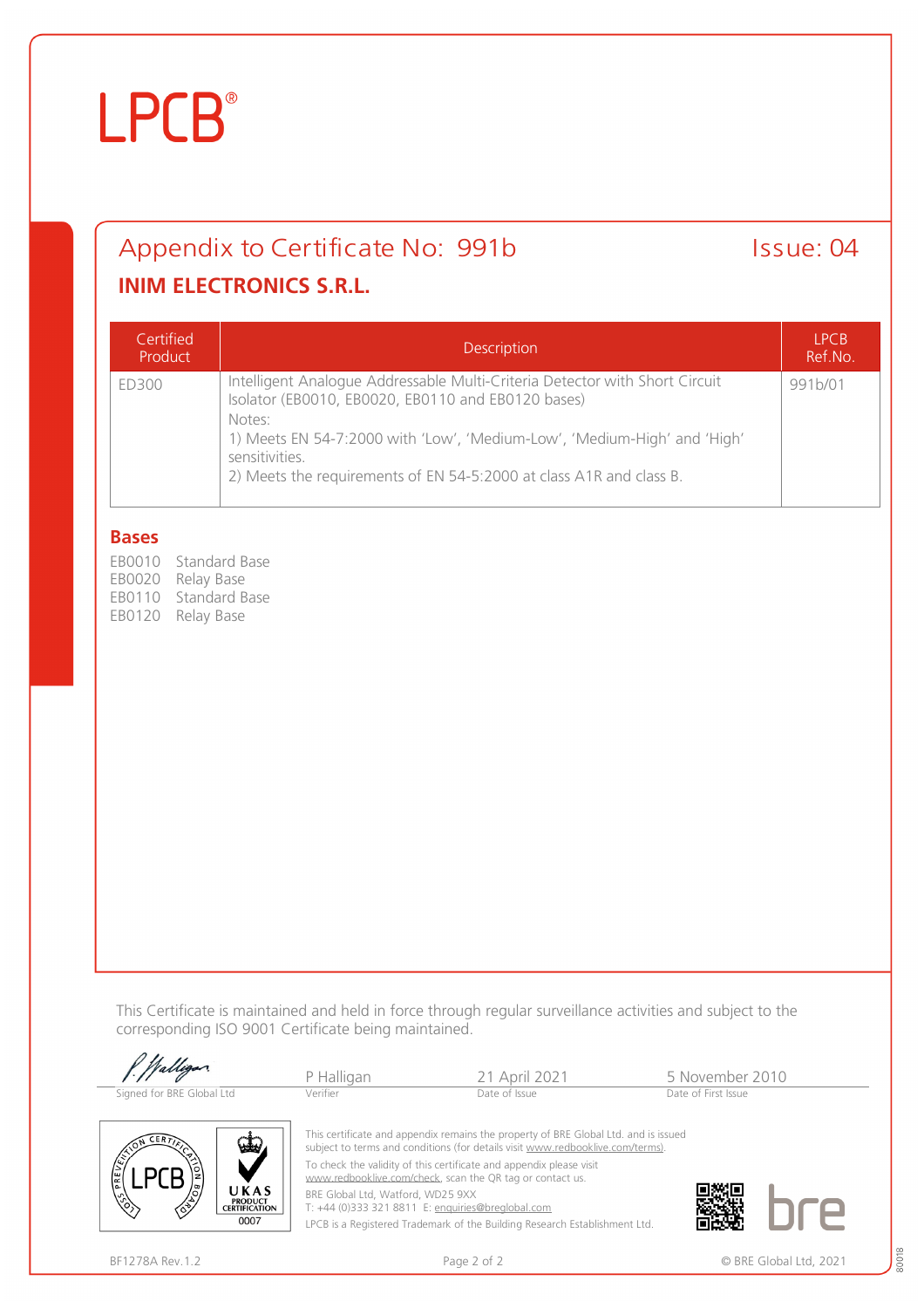LPCB®

# Appendix to Certificate No: 991b

Issue: 04

## INIM ELECTRONICS S.R.L.

| Certified Product | Description | LPCB Ref.No. |
|---|---|---|
| ED300 | Intelligent Analogue Addressable Multi-Criteria Detector with Short Circuit Isolator (EB0010, EB0020, EB0110 and EB0120 bases)<br>Notes:<br>1) Meets EN 54-7:2000 with 'Low', 'Medium-Low', 'Medium-High' and 'High' sensitivities.<br>2) Meets the requirements of EN 54-5:2000 at class A1R and class B. | 991b/01 |

### Bases

EB0010 Standard Base
EB0020 Relay Base
EB0110 Standard Base
EB0120 Relay Base

This Certificate is maintained and held in force through regular surveillance activities and subject to the corresponding ISO 9001 Certificate being maintained.

| Signed for BRE Global Ltd | P Halligan<br>Verifier | 21 April 2021<br>Date of Issue | 5 November 2010<br>Date of First Issue |
|---|---|---|---|

This certificate and appendix remains the property of BRE Global Ltd. and is issued subject to terms and conditions (for details visit www.redbooklive.com/terms).

To check the validity of this certificate and appendix please visit www.redbooklive.com/check, scan the QR tag or contact us.

BRE Global Ltd, Watford, WD25 9XX
T: +44 (0)333 321 8811 E: enquiries@breglobal.com

LPCB is a Registered Trademark of the Building Research Establishment Ltd.

BF1278A Rev.1.2

© BRE Global Ltd, 2021